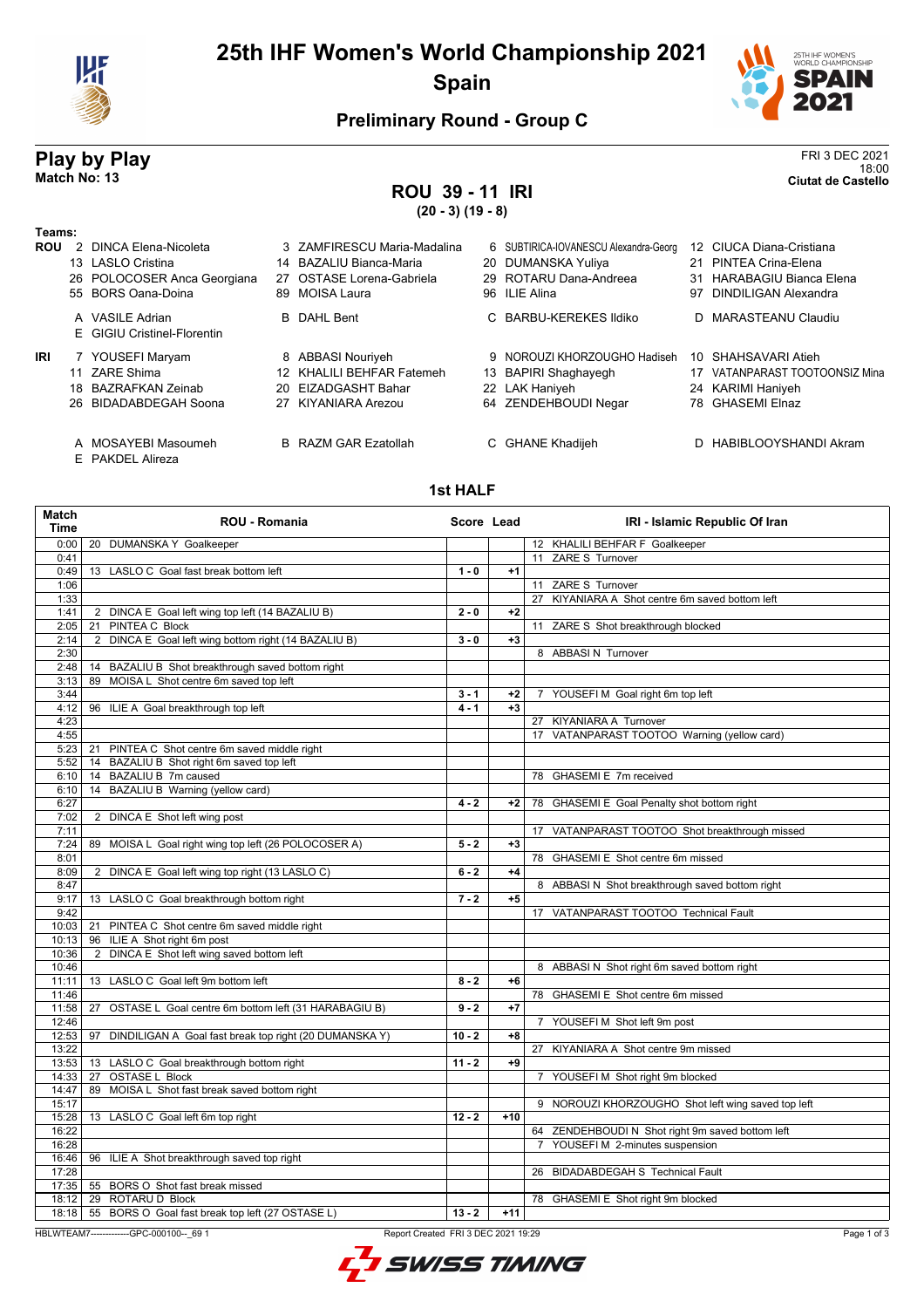# 25th IHF Women's World Championship 2021
## Spain

### Preliminary Round - Group C

## Play by Play
**Match No: 13**

FRI 3 DEC 2021
18:00
**Ciutat de Castello**

### ROU 39 - 11 IRI
**(20 - 3) (19 - 8)**

**Teams:**

**ROU**
- 2 DINCA Elena-Nicoleta
- 3 ZAMFIRESCU Maria-Madalina
- 6 SUBTIRICA-IOVANESCU Alexandra-Georg
- 12 CIUCA Diana-Cristiana
- 13 LASLO Cristina
- 14 BAZALIU Bianca-Maria
- 20 DUMANSKA Yuliya
- 21 PINTEA Crina-Elena
- 26 POLOCOSER Anca Georgiana
- 27 OSTASE Lorena-Gabriela
- 29 ROTARU Dana-Andreea
- 31 HARABAGIU Bianca Elena
- 55 BORS Oana-Doina
- 89 MOISA Laura
- 96 ILIE Alina
- 97 DINDILIGAN Alexandra

- A VASILE Adrian
- B DAHL Bent
- C BARBU-KEREKES Ildiko
- D MARASTEANU Claudiu
- E GIGIU Cristinel-Florentin

**IRI**
- 7 YOUSEFI Maryam
- 8 ABBASI Nouriyeh
- 9 NOROUZI KHORZOUGHO Hadiseh
- 10 SHAHSAVARI Atieh
- 11 ZARE Shima
- 12 KHALILI BEHFAR Fatemeh
- 13 BAPIRI Shaghayegh
- 17 VATANPARAST TOOTOONSIZ Mina
- 18 BAZRAFKAN Zeinab
- 20 EIZADGASHT Bahar
- 22 LAK Haniyeh
- 24 KARIMI Haniyeh
- 26 BIDADABDEGAH Soona
- 27 KIYANIARA Arezou
- 64 ZENDEHBOUDI Negar
- 78 GHASEMI Elnaz

- A MOSAYEBI Masoumeh
- B RAZM GAR Ezatollah
- C GHANE Khadijeh
- D HABIBLOOYSHANDI Akram
- E PAKDEL Alireza

### 1st HALF

| Match Time | ROU - Romania | Score | Lead | IRI - Islamic Republic Of Iran |
|---|---|---|---|---|
| 0:00 | 20 DUMANSKA Y Goalkeeper | | | 12 KHALILI BEHFAR F Goalkeeper |
| 0:41 | | | | 11 ZARE S Turnover |
| 0:49 | 13 LASLO C Goal fast break bottom left | 1 - 0 | +1 | |
| 1:06 | | | | 11 ZARE S Turnover |
| 1:33 | | | | 27 KIYANIARA A Shot centre 6m saved bottom left |
| 1:41 | 2 DINCA E Goal left wing top left (14 BAZALIU B) | 2 - 0 | +2 | |
| 2:05 | 21 PINTEA C Block | | | 11 ZARE S Shot breakthrough blocked |
| 2:14 | 2 DINCA E Goal left wing bottom right (14 BAZALIU B) | 3 - 0 | +3 | |
| 2:30 | | | | 8 ABBASI N Turnover |
| 2:48 | 14 BAZALIU B Shot breakthrough saved bottom right | | | |
| 3:13 | 89 MOISA L Shot centre 6m saved top left | | | |
| 3:44 | | 3 - 1 | +2 | 7 YOUSEFI M Goal right 6m top left |
| 4:12 | 96 ILIE A Goal breakthrough top left | 4 - 1 | +3 | |
| 4:23 | | | | 27 KIYANIARA A Turnover |
| 4:55 | | | | 17 VATANPARAST TOOTOO Warning (yellow card) |
| 5:23 | 21 PINTEA C Shot centre 6m saved middle right | | | |
| 5:52 | 14 BAZALIU B Shot right 6m saved top left | | | |
| 6:10 | 14 BAZALIU B 7m caused | | | 78 GHASEMI E 7m received |
| 6:10 | 14 BAZALIU B Warning (yellow card) | | | |
| 6:27 | | 4 - 2 | +2 | 78 GHASEMI E Goal Penalty shot bottom right |
| 7:02 | 2 DINCA E Shot left wing post | | | |
| 7:11 | | | | 17 VATANPARAST TOOTOO Shot breakthrough missed |
| 7:24 | 89 MOISA L Goal right wing top left (26 POLOCOSER A) | 5 - 2 | +3 | |
| 8:01 | | | | 78 GHASEMI E Shot centre 6m missed |
| 8:09 | 2 DINCA E Goal left wing top right (13 LASLO C) | 6 - 2 | +4 | |
| 8:47 | | | | 8 ABBASI N Shot breakthrough saved bottom right |
| 9:17 | 13 LASLO C Goal breakthrough bottom right | 7 - 2 | +5 | |
| 9:42 | | | | 17 VATANPARAST TOOTOO Technical Fault |
| 10:03 | 21 PINTEA C Shot centre 6m saved middle right | | | |
| 10:13 | 96 ILIE A Shot right 6m post | | | |
| 10:36 | 2 DINCA E Shot left wing saved bottom left | | | |
| 10:46 | | | | 8 ABBASI N Shot right 6m saved bottom right |
| 11:11 | 13 LASLO C Goal left 9m bottom left | 8 - 2 | +6 | |
| 11:46 | | | | 78 GHASEMI E Shot centre 6m missed |
| 11:58 | 27 OSTASE L Goal centre 6m bottom left (31 HARABAGIU B) | 9 - 2 | +7 | |
| 12:46 | | | | 7 YOUSEFI M Shot left 9m post |
| 12:53 | 97 DINDILIGAN A Goal fast break top right (20 DUMANSKA Y) | 10 - 2 | +8 | |
| 13:22 | | | | 27 KIYANIARA A Shot centre 9m missed |
| 13:53 | 13 LASLO C Goal breakthrough bottom right | 11 - 2 | +9 | |
| 14:33 | 27 OSTASE L Block | | | 7 YOUSEFI M Shot right 9m blocked |
| 14:47 | 89 MOISA L Shot fast break saved bottom right | | | |
| 15:17 | | | | 9 NOROUZI KHORZOUGHO Shot left wing saved top left |
| 15:28 | 13 LASLO C Goal left 6m top right | 12 - 2 | +10 | |
| 16:22 | | | | 64 ZENDEHBOUDI N Shot right 9m saved bottom left |
| 16:28 | | | | 7 YOUSEFI M 2-minutes suspension |
| 16:46 | 96 ILIE A Shot breakthrough saved top right | | | |
| 17:28 | | | | 26 BIDADABDEGAH S Technical Fault |
| 17:35 | 55 BORS O Shot fast break missed | | | |
| 18:12 | 29 ROTARU D Block | | | 78 GHASEMI E Shot right 9m blocked |
| 18:18 | 55 BORS O Goal fast break top left (27 OSTASE L) | 13 - 2 | +11 | |

HBLWTEAM7-------------GPC-000100--_69 1    Report Created FRI 3 DEC 2021 19:29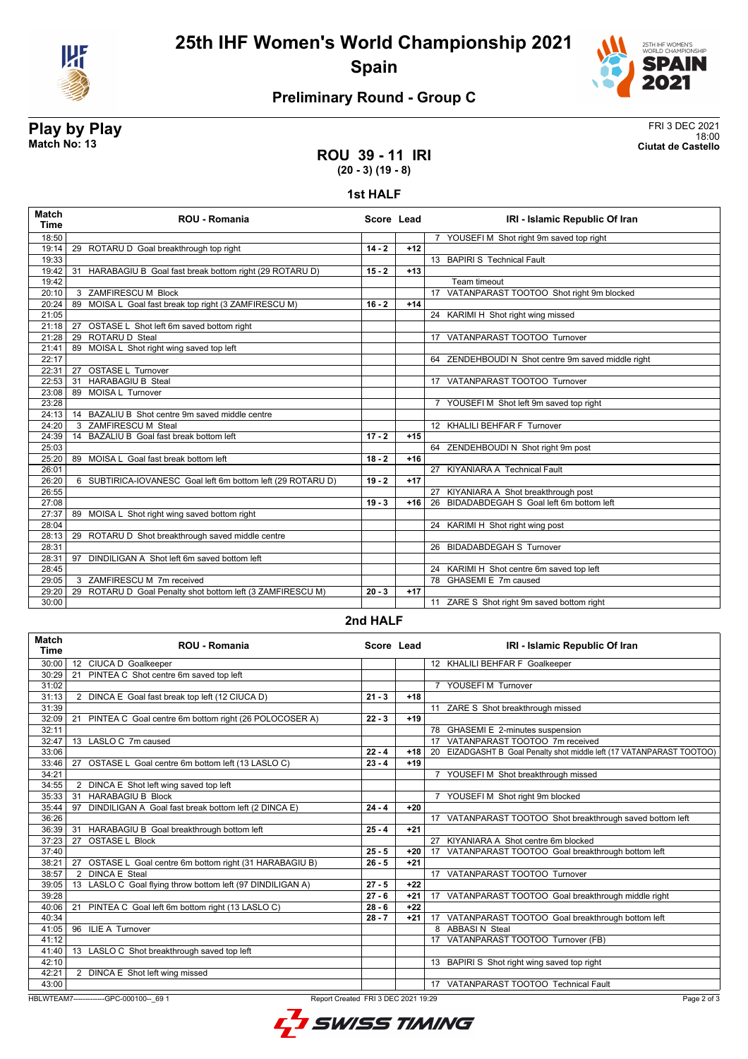# 25th IHF Women's World Championship 2021

## Spain

### Preliminary Round - Group C

**Play by Play**
**Match No: 13**

FRI 3 DEC 2021
18:00
**Ciutat de Castello**

## ROU 39 - 11 IRI
**(20 - 3) (19 - 8)**

### 1st HALF

| Match Time | ROU - Romania | Score | Lead | IRI - Islamic Republic Of Iran |
|---|---|---|---|---|
| 18:50 | | | | 7 YOUSEFI M Shot right 9m saved top right |
| 19:14 | 29 ROTARU D Goal breakthrough top right | 14 - 2 | +12 | |
| 19:33 | | | | 13 BAPIRI S Technical Fault |
| 19:42 | 31 HARABAGIU B Goal fast break bottom right (29 ROTARU D) | 15 - 2 | +13 | |
| 19:42 | | | | Team timeout |
| 20:10 | 3 ZAMFIRESCU M Block | | | 17 VATANPARAST TOOTOO Shot right 9m blocked |
| 20:24 | 89 MOISA L Goal fast break top right (3 ZAMFIRESCU M) | 16 - 2 | +14 | |
| 21:05 | | | | 24 KARIMI H Shot right wing missed |
| 21:18 | 27 OSTASE L Shot left 6m saved bottom right | | | |
| 21:28 | 29 ROTARU D Steal | | | 17 VATANPARAST TOOTOO Turnover |
| 21:41 | 89 MOISA L Shot right wing saved top left | | | |
| 22:17 | | | | 64 ZENDEHBOUDI N Shot centre 9m saved middle right |
| 22:31 | 27 OSTASE L Turnover | | | |
| 22:53 | 31 HARABAGIU B Steal | | | 17 VATANPARAST TOOTOO Turnover |
| 23:08 | 89 MOISA L Turnover | | | |
| 23:28 | | | | 7 YOUSEFI M Shot left 9m saved top right |
| 24:13 | 14 BAZALIU B Shot centre 9m saved middle centre | | | |
| 24:20 | 3 ZAMFIRESCU M Steal | | | 12 KHALILI BEHFAR F Turnover |
| 24:39 | 14 BAZALIU B Goal fast break bottom left | 17 - 2 | +15 | |
| 25:03 | | | | 64 ZENDEHBOUDI N Shot right 9m post |
| 25:20 | 89 MOISA L Goal fast break bottom left | 18 - 2 | +16 | |
| 26:01 | | | | 27 KIYANIARA A Technical Fault |
| 26:20 | 6 SUBTIRICA-IOVANESC Goal left 6m bottom left (29 ROTARU D) | 19 - 2 | +17 | |
| 26:55 | | | | 27 KIYANIARA A Shot breakthrough post |
| 27:08 | | 19 - 3 | +16 | 26 BIDADABDEGAH S Goal left 6m bottom left |
| 27:37 | 89 MOISA L Shot right wing saved bottom right | | | |
| 28:04 | | | | 24 KARIMI H Shot right wing post |
| 28:13 | 29 ROTARU D Shot breakthrough saved middle centre | | | |
| 28:31 | | | | 26 BIDADABDEGAH S Turnover |
| 28:31 | 97 DINDILIGAN A Shot left 6m saved bottom left | | | |
| 28:45 | | | | 24 KARIMI H Shot centre 6m saved top left |
| 29:05 | 3 ZAMFIRESCU M 7m received | | | 78 GHASEMI E 7m caused |
| 29:20 | 29 ROTARU D Goal Penalty shot bottom left (3 ZAMFIRESCU M) | 20 - 3 | +17 | |
| 30:00 | | | | 11 ZARE S Shot right 9m saved bottom right |

### 2nd HALF

| Match Time | ROU - Romania | Score | Lead | IRI - Islamic Republic Of Iran |
|---|---|---|---|---|
| 30:00 | 12 CIUCA D Goalkeeper | | | 12 KHALILI BEHFAR F Goalkeeper |
| 30:29 | 21 PINTEA C Shot centre 6m saved top left | | | |
| 31:02 | | | | 7 YOUSEFI M Turnover |
| 31:13 | 2 DINCA E Goal fast break top left (12 CIUCA D) | 21 - 3 | +18 | |
| 31:39 | | | | 11 ZARE S Shot breakthrough missed |
| 32:09 | 21 PINTEA C Goal centre 6m bottom right (26 POLOCOSER A) | 22 - 3 | +19 | |
| 32:11 | | | | 78 GHASEMI E 2-minutes suspension |
| 32:47 | 13 LASLO C 7m caused | | | 17 VATANPARAST TOOTOO 7m received |
| 33:06 | | 22 - 4 | +18 | 20 EIZADGASHT B Goal Penalty shot middle left (17 VATANPARAST TOOTOO) |
| 33:46 | 27 OSTASE L Goal centre 6m bottom left (13 LASLO C) | 23 - 4 | +19 | |
| 34:21 | | | | 7 YOUSEFI M Shot breakthrough missed |
| 34:55 | 2 DINCA E Shot left wing saved top left | | | |
| 35:33 | 31 HARABAGIU B Block | | | 7 YOUSEFI M Shot right 9m blocked |
| 35:44 | 97 DINDILIGAN A Goal fast break bottom left (2 DINCA E) | 24 - 4 | +20 | |
| 36:26 | | | | 17 VATANPARAST TOOTOO Shot breakthrough saved bottom left |
| 36:39 | 31 HARABAGIU B Goal breakthrough bottom left | 25 - 4 | +21 | |
| 37:23 | 27 OSTASE L Block | | | 27 KIYANIARA A Shot centre 6m blocked |
| 37:40 | | 25 - 5 | +20 | 17 VATANPARAST TOOTOO Goal breakthrough bottom left |
| 38:21 | 27 OSTASE L Goal centre 6m bottom right (31 HARABAGIU B) | 26 - 5 | +21 | |
| 38:57 | 2 DINCA E Steal | | | 17 VATANPARAST TOOTOO Turnover |
| 39:05 | 13 LASLO C Goal flying throw bottom left (97 DINDILIGAN A) | 27 - 5 | +22 | |
| 39:28 | | 27 - 6 | +21 | 17 VATANPARAST TOOTOO Goal breakthrough middle right |
| 40:06 | 21 PINTEA C Goal left 6m bottom right (13 LASLO C) | 28 - 6 | +22 | |
| 40:34 | | 28 - 7 | +21 | 17 VATANPARAST TOOTOO Goal breakthrough bottom left |
| 41:05 | 96 ILIE A Turnover | | | 8 ABBASI N Steal |
| 41:12 | | | | 17 VATANPARAST TOOTOO Turnover (FB) |
| 41:40 | 13 LASLO C Shot breakthrough saved top left | | | |
| 42:10 | | | | 13 BAPIRI S Shot right wing saved top right |
| 42:21 | 2 DINCA E Shot left wing missed | | | |
| 43:00 | | | | 17 VATANPARAST TOOTOO Technical Fault |

HBLWTEAM7-------------GPC-000100--_69 1 Report Created FRI 3 DEC 2021 19:29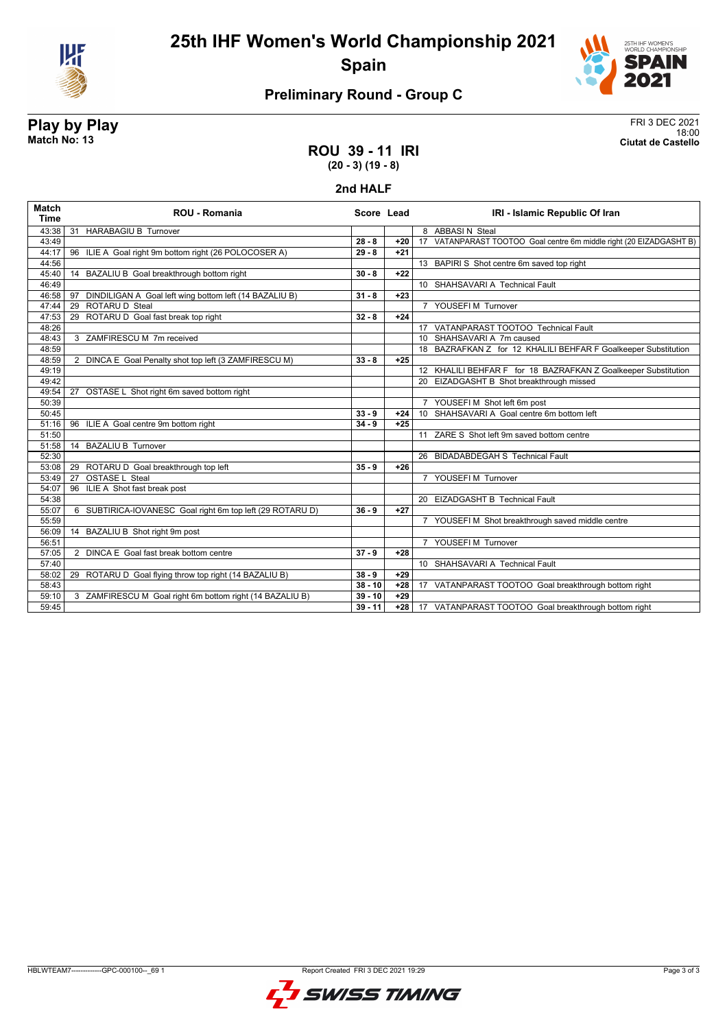# 25th IHF Women's World Championship 2021

## Spain

### Preliminary Round - Group C

**Play by Play**
**Match No: 13**

FRI 3 DEC 2021
18:00
**Ciutat de Castello**

## ROU 39 - 11 IRI
**(20 - 3) (19 - 8)**

### 2nd HALF

| Match Time | ROU - Romania | Score | Lead | IRI - Islamic Republic Of Iran |
|---|---|---|---|---|
| 43:38 | 31 HARABAGIU B Turnover | | | 8 ABBASI N Steal |
| 43:49 | | 28 - 8 | +20 | 17 VATANPARAST TOOTOO Goal centre 6m middle right (20 EIZADGASHT B) |
| 44:17 | 96 ILIE A Goal right 9m bottom right (26 POLOCOSER A) | 29 - 8 | +21 | |
| 44:56 | | | | 13 BAPIRI S Shot centre 6m saved top right |
| 45:40 | 14 BAZALIU B Goal breakthrough bottom right | 30 - 8 | +22 | |
| 46:49 | | | | 10 SHAHSAVARI A Technical Fault |
| 46:58 | 97 DINDILIGAN A Goal left wing bottom left (14 BAZALIU B) | 31 - 8 | +23 | |
| 47:44 | 29 ROTARU D Steal | | | 7 YOUSEFI M Turnover |
| 47:53 | 29 ROTARU D Goal fast break top right | 32 - 8 | +24 | |
| 48:26 | | | | 17 VATANPARAST TOOTOO Technical Fault |
| 48:43 | 3 ZAMFIRESCU M 7m received | | | 10 SHAHSAVARI A 7m caused |
| 48:59 | | | | 18 BAZRAFKAN Z for 12 KHALILI BEHFAR F Goalkeeper Substitution |
| 48:59 | 2 DINCA E Goal Penalty shot top left (3 ZAMFIRESCU M) | 33 - 8 | +25 | |
| 49:19 | | | | 12 KHALILI BEHFAR F for 18 BAZRAFKAN Z Goalkeeper Substitution |
| 49:42 | | | | 20 EIZADGASHT B Shot breakthrough missed |
| 49:54 | 27 OSTASE L Shot right 6m saved bottom right | | | |
| 50:39 | | | | 7 YOUSEFI M Shot left 6m post |
| 50:45 | | 33 - 9 | +24 | 10 SHAHSAVARI A Goal centre 6m bottom left |
| 51:16 | 96 ILIE A Goal centre 9m bottom right | 34 - 9 | +25 | |
| 51:50 | | | | 11 ZARE S Shot left 9m saved bottom centre |
| 51:58 | 14 BAZALIU B Turnover | | | |
| 52:30 | | | | 26 BIDADABDEGAH S Technical Fault |
| 53:08 | 29 ROTARU D Goal breakthrough top left | 35 - 9 | +26 | |
| 53:49 | 27 OSTASE L Steal | | | 7 YOUSEFI M Turnover |
| 54:07 | 96 ILIE A Shot fast break post | | | |
| 54:38 | | | | 20 EIZADGASHT B Technical Fault |
| 55:07 | 6 SUBTIRICA-IOVANESC Goal right 6m top left (29 ROTARU D) | 36 - 9 | +27 | |
| 55:59 | | | | 7 YOUSEFI M Shot breakthrough saved middle centre |
| 56:09 | 14 BAZALIU B Shot right 9m post | | | |
| 56:51 | | | | 7 YOUSEFI M Turnover |
| 57:05 | 2 DINCA E Goal fast break bottom centre | 37 - 9 | +28 | |
| 57:40 | | | | 10 SHAHSAVARI A Technical Fault |
| 58:02 | 29 ROTARU D Goal flying throw top right (14 BAZALIU B) | 38 - 9 | +29 | |
| 58:43 | | 38 - 10 | +28 | 17 VATANPARAST TOOTOO Goal breakthrough bottom right |
| 59:10 | 3 ZAMFIRESCU M Goal right 6m bottom right (14 BAZALIU B) | 39 - 10 | +29 | |
| 59:45 | | 39 - 11 | +28 | 17 VATANPARAST TOOTOO Goal breakthrough bottom right |

HBLWTEAM7-------------GPC-000100--_69 1 Report Created FRI 3 DEC 2021 19:29